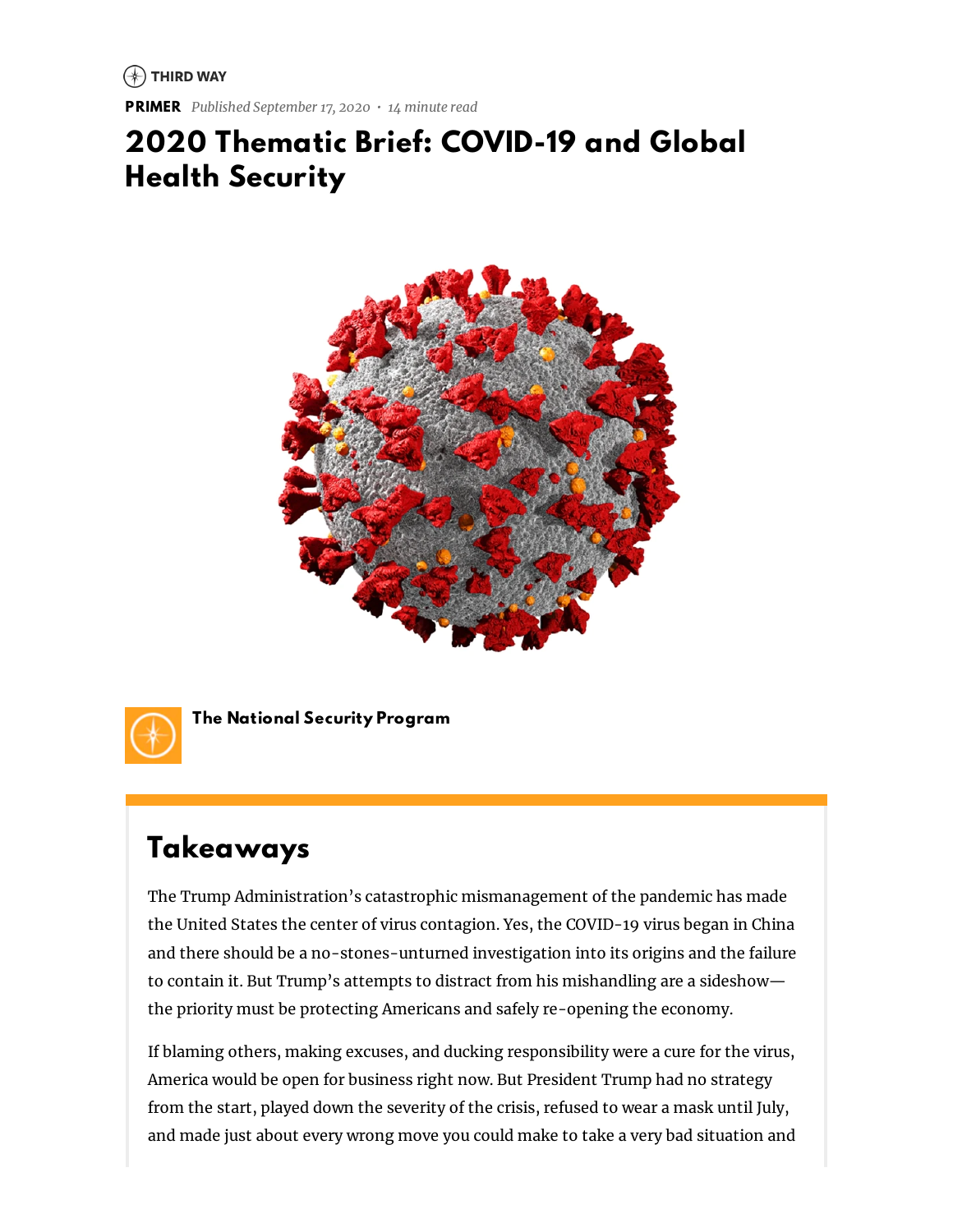THIRD WAY

**PRIMER** *Published September 17, 2020 • 14 minute read*

# 2020 Thematic Brief: COVID-19 and Global Health Security

**The National Security Program**

## Takeaways

The Trump Administration's catastrophic mismanagement of the pandemic has made the United States the center of virus contagion. Yes, the COVID-19 virus began in China and there should be a no-stones-unturned investigation into its origins and the failure to contain it. But Trump's attempts to distract from his mishandling are a sideshow—the priority must be protecting Americans and safely re-opening the economy.

If blaming others, making excuses, and ducking responsibility were a cure for the virus, America would be open for business right now. But President Trump had no strategy from the start, played down the severity of the crisis, refused to wear a mask until July, and made just about every wrong move you could make to take a very bad situation and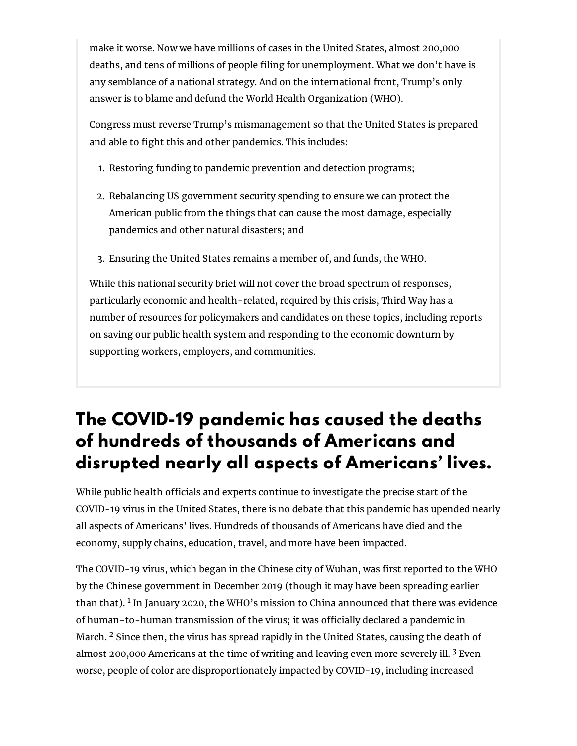make it worse. Now we have millions of cases in the United States, almost 200,000 deaths, and tens of millions of people filing for unemployment. What we don't have is any semblance of a national strategy. And on the international front, Trump's only answer is to blame and defund the World Health Organization (WHO).

Congress must reverse Trump's mismanagement so that the United States is prepared and able to fight this and other pandemics. This includes:

1. Restoring funding to pandemic prevention and detection programs;
2. Rebalancing US government security spending to ensure we can protect the American public from the things that can cause the most damage, especially pandemics and other natural disasters; and
3. Ensuring the United States remains a member of, and funds, the WHO.

While this national security brief will not cover the broad spectrum of responses, particularly economic and health-related, required by this crisis, Third Way has a number of resources for policymakers and candidates on these topics, including reports on saving our public health system and responding to the economic downturn by supporting workers, employers, and communities.

## The COVID-19 pandemic has caused the deaths of hundreds of thousands of Americans and disrupted nearly all aspects of Americans' lives.

While public health officials and experts continue to investigate the precise start of the COVID-19 virus in the United States, there is no debate that this pandemic has upended nearly all aspects of Americans' lives. Hundreds of thousands of Americans have died and the economy, supply chains, education, travel, and more have been impacted.

The COVID-19 virus, which began in the Chinese city of Wuhan, was first reported to the WHO by the Chinese government in December 2019 (though it may have been spreading earlier than that). [1] In January 2020, the WHO's mission to China announced that there was evidence of human-to-human transmission of the virus; it was officially declared a pandemic in March. [2] Since then, the virus has spread rapidly in the United States, causing the death of almost 200,000 Americans at the time of writing and leaving even more severely ill. [3] Even worse, people of color are disproportionately impacted by COVID-19, including increased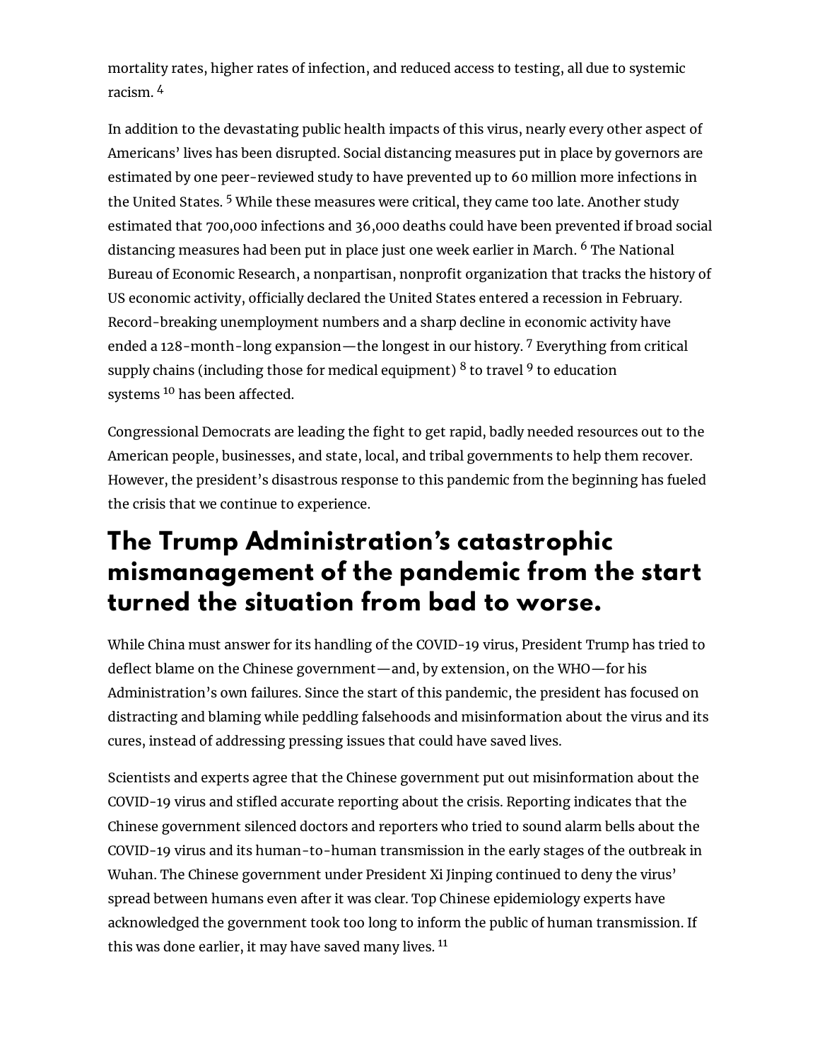mortality rates, higher rates of infection, and reduced access to testing, all due to systemic racism. [4]

In addition to the devastating public health impacts of this virus, nearly every other aspect of Americans' lives has been disrupted. Social distancing measures put in place by governors are estimated by one peer-reviewed study to have prevented up to 60 million more infections in the United States. [5] While these measures were critical, they came too late. Another study estimated that 700,000 infections and 36,000 deaths could have been prevented if broad social distancing measures had been put in place just one week earlier in March. [6] The National Bureau of Economic Research, a nonpartisan, nonprofit organization that tracks the history of US economic activity, officially declared the United States entered a recession in February. Record-breaking unemployment numbers and a sharp decline in economic activity have ended a 128-month-long expansion—the longest in our history. [7] Everything from critical supply chains (including those for medical equipment) [8] to travel [9] to education systems [10] has been affected.

Congressional Democrats are leading the fight to get rapid, badly needed resources out to the American people, businesses, and state, local, and tribal governments to help them recover. However, the president's disastrous response to this pandemic from the beginning has fueled the crisis that we continue to experience.

## The Trump Administration's catastrophic mismanagement of the pandemic from the start turned the situation from bad to worse.

While China must answer for its handling of the COVID-19 virus, President Trump has tried to deflect blame on the Chinese government—and, by extension, on the WHO—for his Administration's own failures. Since the start of this pandemic, the president has focused on distracting and blaming while peddling falsehoods and misinformation about the virus and its cures, instead of addressing pressing issues that could have saved lives.

Scientists and experts agree that the Chinese government put out misinformation about the COVID-19 virus and stifled accurate reporting about the crisis. Reporting indicates that the Chinese government silenced doctors and reporters who tried to sound alarm bells about the COVID-19 virus and its human-to-human transmission in the early stages of the outbreak in Wuhan. The Chinese government under President Xi Jinping continued to deny the virus' spread between humans even after it was clear. Top Chinese epidemiology experts have acknowledged the government took too long to inform the public of human transmission. If this was done earlier, it may have saved many lives. [11]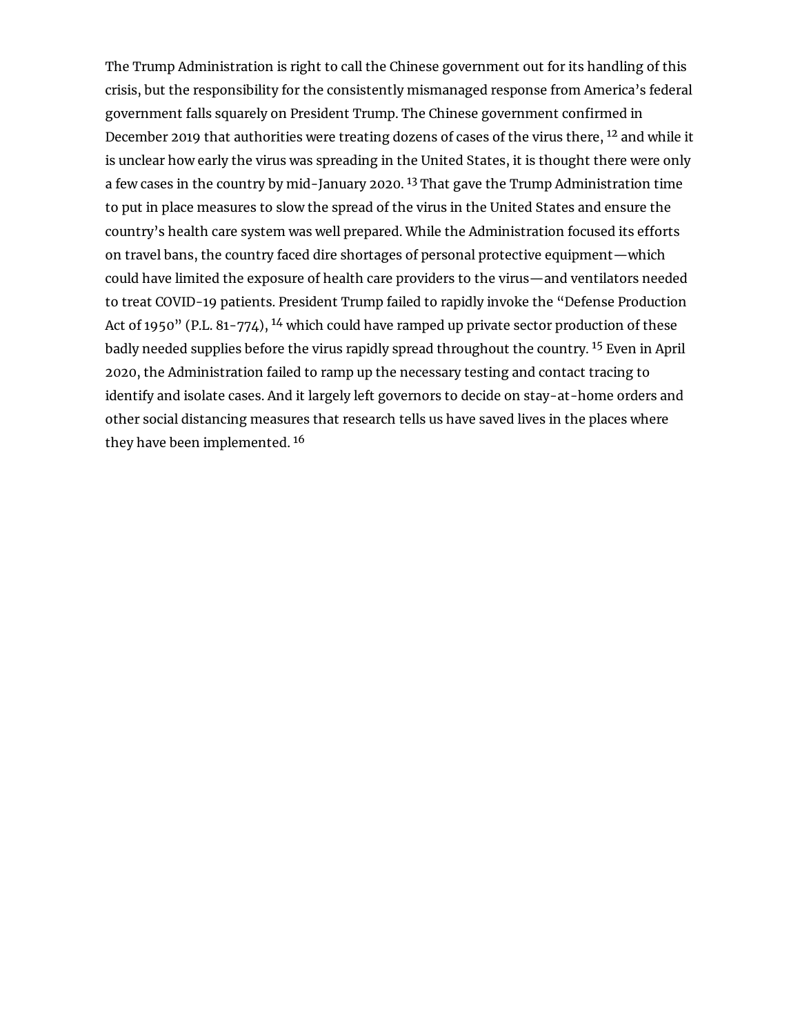The Trump Administration is right to call the Chinese government out for its handling of this crisis, but the responsibility for the consistently mismanaged response from America's federal government falls squarely on President Trump. The Chinese government confirmed in December 2019 that authorities were treating dozens of cases of the virus there, [12] and while it is unclear how early the virus was spreading in the United States, it is thought there were only a few cases in the country by mid-January 2020. [13] That gave the Trump Administration time to put in place measures to slow the spread of the virus in the United States and ensure the country's health care system was well prepared. While the Administration focused its efforts on travel bans, the country faced dire shortages of personal protective equipment—which could have limited the exposure of health care providers to the virus—and ventilators needed to treat COVID-19 patients. President Trump failed to rapidly invoke the "Defense Production Act of 1950" (P.L. 81-774), [14] which could have ramped up private sector production of these badly needed supplies before the virus rapidly spread throughout the country. [15] Even in April 2020, the Administration failed to ramp up the necessary testing and contact tracing to identify and isolate cases. And it largely left governors to decide on stay-at-home orders and other social distancing measures that research tells us have saved lives in the places where they have been implemented. [16]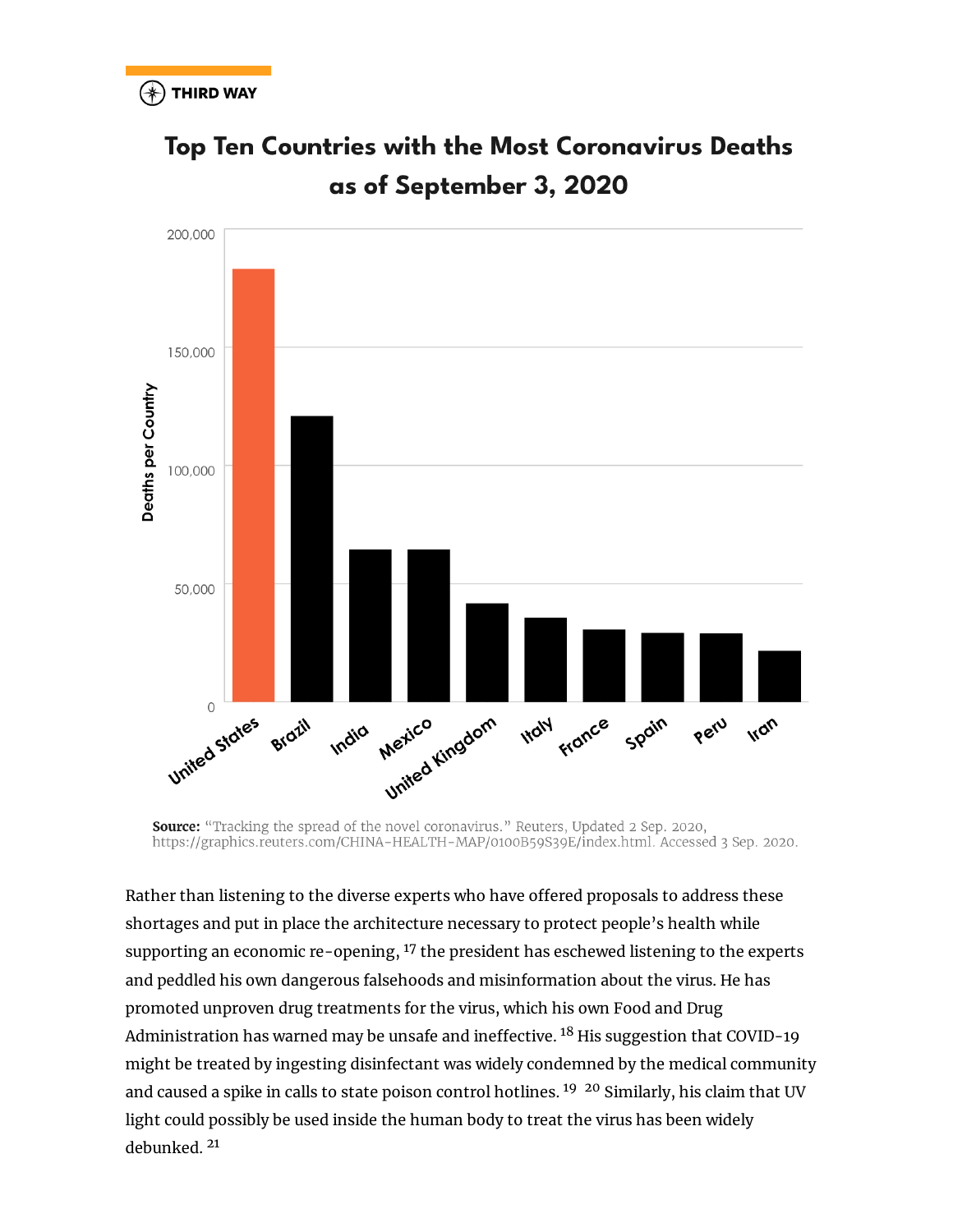THIRD WAY

## Top Ten Countries with the Most Coronavirus Deaths as of September 3, 2020

Deaths per Country

200,000
150,000
100,000
50,000
0

United States, Brazil, India, Mexico, United Kingdom, Italy, France, Spain, Peru, Iran

**Source:** "Tracking the spread of the novel coronavirus." Reuters, Updated 2 Sep. 2020, https://graphics.reuters.com/CHINA-HEALTH-MAP/0100B59S39E/index.html. Accessed 3 Sep. 2020.

Rather than listening to the diverse experts who have offered proposals to address these shortages and put in place the architecture necessary to protect people's health while supporting an economic re-opening, [17] the president has eschewed listening to the experts and peddled his own dangerous falsehoods and misinformation about the virus. He has promoted unproven drug treatments for the virus, which his own Food and Drug Administration has warned may be unsafe and ineffective. [18] His suggestion that COVID-19 might be treated by ingesting disinfectant was widely condemned by the medical community and caused a spike in calls to state poison control hotlines. [19] [20] Similarly, his claim that UV light could possibly be used inside the human body to treat the virus has been widely debunked. [21]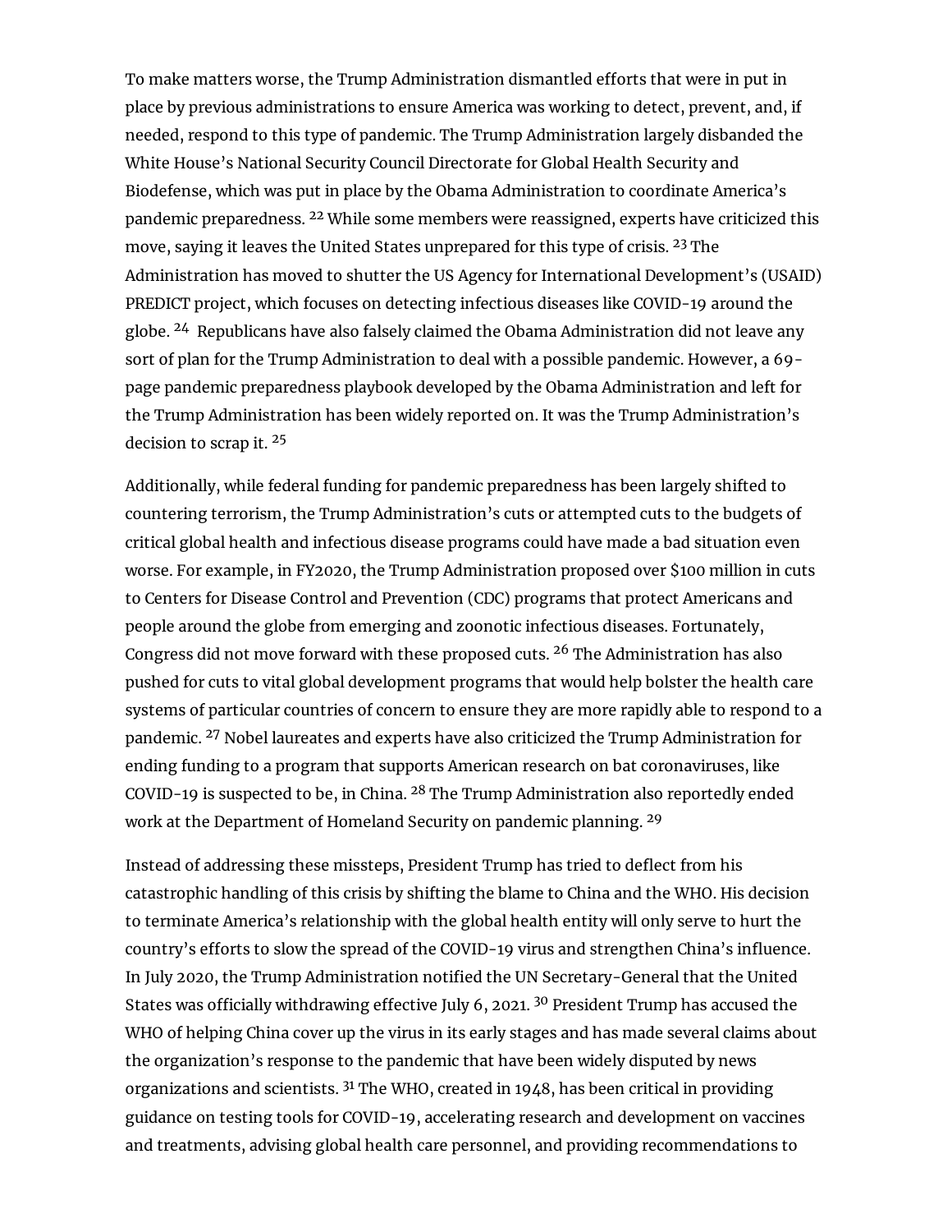To make matters worse, the Trump Administration dismantled efforts that were in put in place by previous administrations to ensure America was working to detect, prevent, and, if needed, respond to this type of pandemic. The Trump Administration largely disbanded the White House's National Security Council Directorate for Global Health Security and Biodefense, which was put in place by the Obama Administration to coordinate America's pandemic preparedness. [22] While some members were reassigned, experts have criticized this move, saying it leaves the United States unprepared for this type of crisis. [23] The Administration has moved to shutter the US Agency for International Development's (USAID) PREDICT project, which focuses on detecting infectious diseases like COVID-19 around the globe. [24] Republicans have also falsely claimed the Obama Administration did not leave any sort of plan for the Trump Administration to deal with a possible pandemic. However, a 69-page pandemic preparedness playbook developed by the Obama Administration and left for the Trump Administration has been widely reported on. It was the Trump Administration's decision to scrap it. [25]

Additionally, while federal funding for pandemic preparedness has been largely shifted to countering terrorism, the Trump Administration's cuts or attempted cuts to the budgets of critical global health and infectious disease programs could have made a bad situation even worse. For example, in FY2020, the Trump Administration proposed over $100 million in cuts to Centers for Disease Control and Prevention (CDC) programs that protect Americans and people around the globe from emerging and zoonotic infectious diseases. Fortunately, Congress did not move forward with these proposed cuts. [26] The Administration has also pushed for cuts to vital global development programs that would help bolster the health care systems of particular countries of concern to ensure they are more rapidly able to respond to a pandemic. [27] Nobel laureates and experts have also criticized the Trump Administration for ending funding to a program that supports American research on bat coronaviruses, like COVID-19 is suspected to be, in China. [28] The Trump Administration also reportedly ended work at the Department of Homeland Security on pandemic planning. [29]

Instead of addressing these missteps, President Trump has tried to deflect from his catastrophic handling of this crisis by shifting the blame to China and the WHO. His decision to terminate America's relationship with the global health entity will only serve to hurt the country's efforts to slow the spread of the COVID-19 virus and strengthen China's influence. In July 2020, the Trump Administration notified the UN Secretary-General that the United States was officially withdrawing effective July 6, 2021. [30] President Trump has accused the WHO of helping China cover up the virus in its early stages and has made several claims about the organization's response to the pandemic that have been widely disputed by news organizations and scientists. [31] The WHO, created in 1948, has been critical in providing guidance on testing tools for COVID-19, accelerating research and development on vaccines and treatments, advising global health care personnel, and providing recommendations to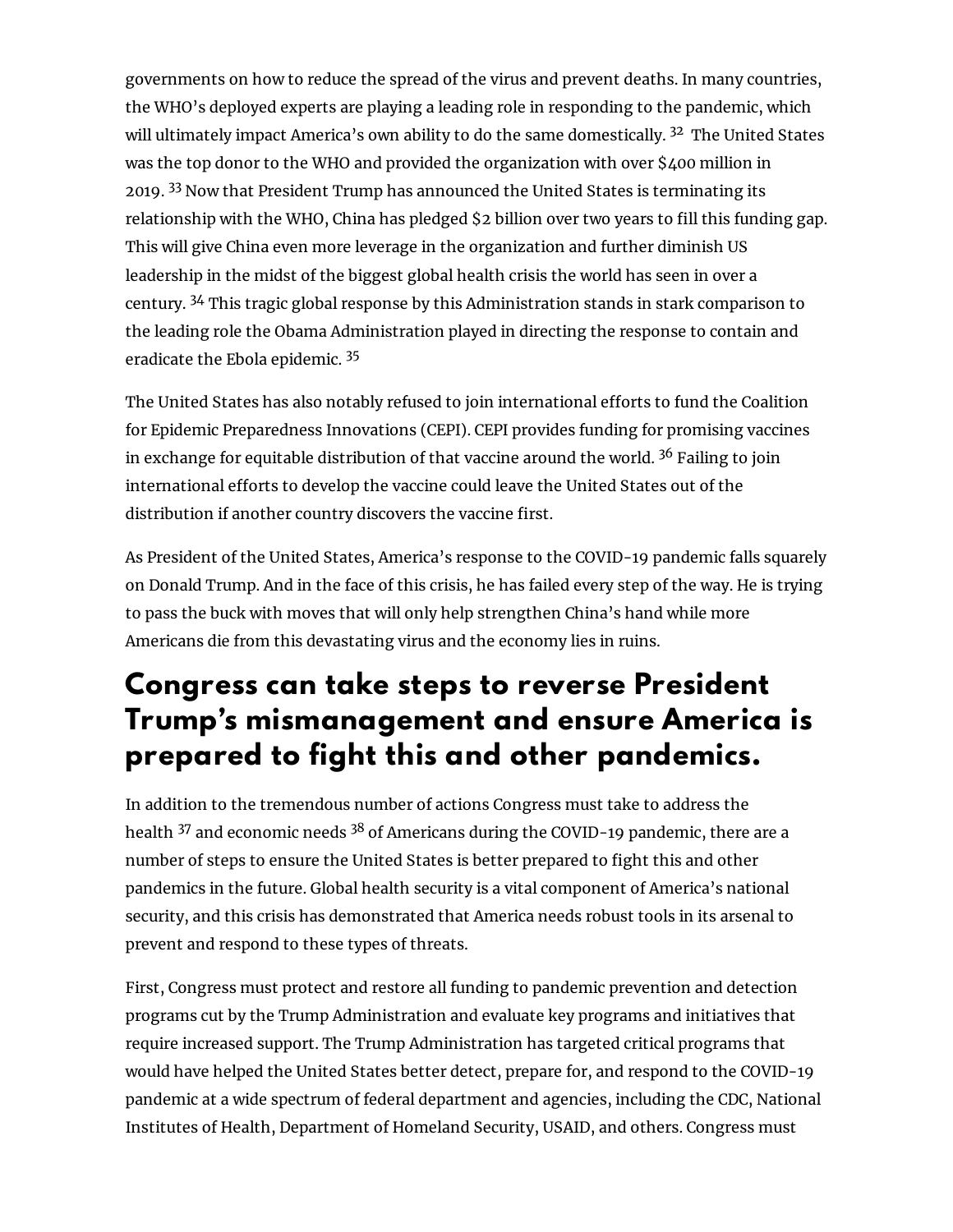governments on how to reduce the spread of the virus and prevent deaths. In many countries, the WHO's deployed experts are playing a leading role in responding to the pandemic, which will ultimately impact America's own ability to do the same domestically. [32] The United States was the top donor to the WHO and provided the organization with over $400 million in 2019. [33] Now that President Trump has announced the United States is terminating its relationship with the WHO, China has pledged $2 billion over two years to fill this funding gap. This will give China even more leverage in the organization and further diminish US leadership in the midst of the biggest global health crisis the world has seen in over a century. [34] This tragic global response by this Administration stands in stark comparison to the leading role the Obama Administration played in directing the response to contain and eradicate the Ebola epidemic. [35]

The United States has also notably refused to join international efforts to fund the Coalition for Epidemic Preparedness Innovations (CEPI). CEPI provides funding for promising vaccines in exchange for equitable distribution of that vaccine around the world. [36] Failing to join international efforts to develop the vaccine could leave the United States out of the distribution if another country discovers the vaccine first.

As President of the United States, America's response to the COVID-19 pandemic falls squarely on Donald Trump. And in the face of this crisis, he has failed every step of the way. He is trying to pass the buck with moves that will only help strengthen China's hand while more Americans die from this devastating virus and the economy lies in ruins.

## Congress can take steps to reverse President Trump's mismanagement and ensure America is prepared to fight this and other pandemics.

In addition to the tremendous number of actions Congress must take to address the health [37] and economic needs [38] of Americans during the COVID-19 pandemic, there are a number of steps to ensure the United States is better prepared to fight this and other pandemics in the future. Global health security is a vital component of America's national security, and this crisis has demonstrated that America needs robust tools in its arsenal to prevent and respond to these types of threats.

First, Congress must protect and restore all funding to pandemic prevention and detection programs cut by the Trump Administration and evaluate key programs and initiatives that require increased support. The Trump Administration has targeted critical programs that would have helped the United States better detect, prepare for, and respond to the COVID-19 pandemic at a wide spectrum of federal department and agencies, including the CDC, National Institutes of Health, Department of Homeland Security, USAID, and others. Congress must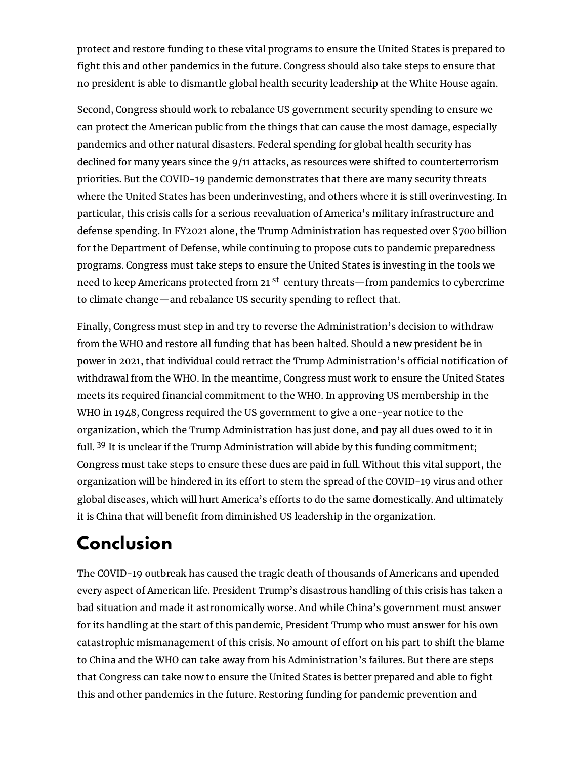protect and restore funding to these vital programs to ensure the United States is prepared to fight this and other pandemics in the future. Congress should also take steps to ensure that no president is able to dismantle global health security leadership at the White House again.

Second, Congress should work to rebalance US government security spending to ensure we can protect the American public from the things that can cause the most damage, especially pandemics and other natural disasters. Federal spending for global health security has declined for many years since the 9/11 attacks, as resources were shifted to counterterrorism priorities. But the COVID-19 pandemic demonstrates that there are many security threats where the United States has been underinvesting, and others where it is still overinvesting. In particular, this crisis calls for a serious reevaluation of America's military infrastructure and defense spending. In FY2021 alone, the Trump Administration has requested over $700 billion for the Department of Defense, while continuing to propose cuts to pandemic preparedness programs. Congress must take steps to ensure the United States is investing in the tools we need to keep Americans protected from 21st century threats—from pandemics to cybercrime to climate change—and rebalance US security spending to reflect that.

Finally, Congress must step in and try to reverse the Administration's decision to withdraw from the WHO and restore all funding that has been halted. Should a new president be in power in 2021, that individual could retract the Trump Administration's official notification of withdrawal from the WHO. In the meantime, Congress must work to ensure the United States meets its required financial commitment to the WHO. In approving US membership in the WHO in 1948, Congress required the US government to give a one-year notice to the organization, which the Trump Administration has just done, and pay all dues owed to it in full.[39] It is unclear if the Trump Administration will abide by this funding commitment; Congress must take steps to ensure these dues are paid in full. Without this vital support, the organization will be hindered in its effort to stem the spread of the COVID-19 virus and other global diseases, which will hurt America's efforts to do the same domestically. And ultimately it is China that will benefit from diminished US leadership in the organization.

## Conclusion

The COVID-19 outbreak has caused the tragic death of thousands of Americans and upended every aspect of American life. President Trump's disastrous handling of this crisis has taken a bad situation and made it astronomically worse. And while China's government must answer for its handling at the start of this pandemic, President Trump who must answer for his own catastrophic mismanagement of this crisis. No amount of effort on his part to shift the blame to China and the WHO can take away from his Administration's failures. But there are steps that Congress can take now to ensure the United States is better prepared and able to fight this and other pandemics in the future. Restoring funding for pandemic prevention and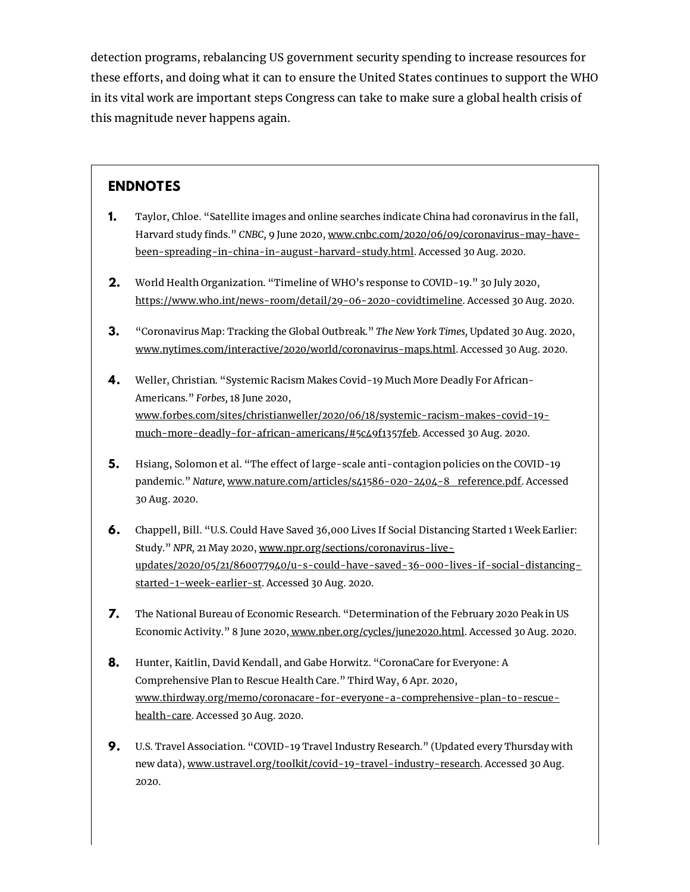detection programs, rebalancing US government security spending to increase resources for these efforts, and doing what it can to ensure the United States continues to support the WHO in its vital work are important steps Congress can take to make sure a global health crisis of this magnitude never happens again.

## ENDNOTES

1. Taylor, Chloe. "Satellite images and online searches indicate China had coronavirus in the fall, Harvard study finds." *CNBC,* 9 June 2020, www.cnbc.com/2020/06/09/coronavirus-may-have-been-spreading-in-china-in-august-harvard-study.html. Accessed 30 Aug. 2020.

2. World Health Organization. "Timeline of WHO's response to COVID-19." 30 July 2020, https://www.who.int/news-room/detail/29-06-2020-covidtimeline. Accessed 30 Aug. 2020.

3. "Coronavirus Map: Tracking the Global Outbreak." *The New York Times,* Updated 30 Aug. 2020, www.nytimes.com/interactive/2020/world/coronavirus-maps.html. Accessed 30 Aug. 2020.

4. Weller, Christian. "Systemic Racism Makes Covid-19 Much More Deadly For African-Americans." *Forbes,* 18 June 2020, www.forbes.com/sites/christianweller/2020/06/18/systemic-racism-makes-covid-19-much-more-deadly-for-african-americans/#5c49f1357feb. Accessed 30 Aug. 2020.

5. Hsiang, Solomon et al. "The effect of large-scale anti-contagion policies on the COVID-19 pandemic." *Nature,* www.nature.com/articles/s41586-020-2404-8_reference.pdf. Accessed 30 Aug. 2020.

6. Chappell, Bill. "U.S. Could Have Saved 36,000 Lives If Social Distancing Started 1 Week Earlier: Study." *NPR,* 21 May 2020, www.npr.org/sections/coronavirus-live-updates/2020/05/21/860077940/u-s-could-have-saved-36-000-lives-if-social-distancing-started-1-week-earlier-st. Accessed 30 Aug. 2020.

7. The National Bureau of Economic Research. "Determination of the February 2020 Peak in US Economic Activity." 8 June 2020, www.nber.org/cycles/june2020.html. Accessed 30 Aug. 2020.

8. Hunter, Kaitlin, David Kendall, and Gabe Horwitz. "CoronaCare for Everyone: A Comprehensive Plan to Rescue Health Care." Third Way, 6 Apr. 2020, www.thirdway.org/memo/coronacare-for-everyone-a-comprehensive-plan-to-rescue-health-care. Accessed 30 Aug. 2020.

9. U.S. Travel Association. "COVID-19 Travel Industry Research." (Updated every Thursday with new data), www.ustravel.org/toolkit/covid-19-travel-industry-research. Accessed 30 Aug. 2020.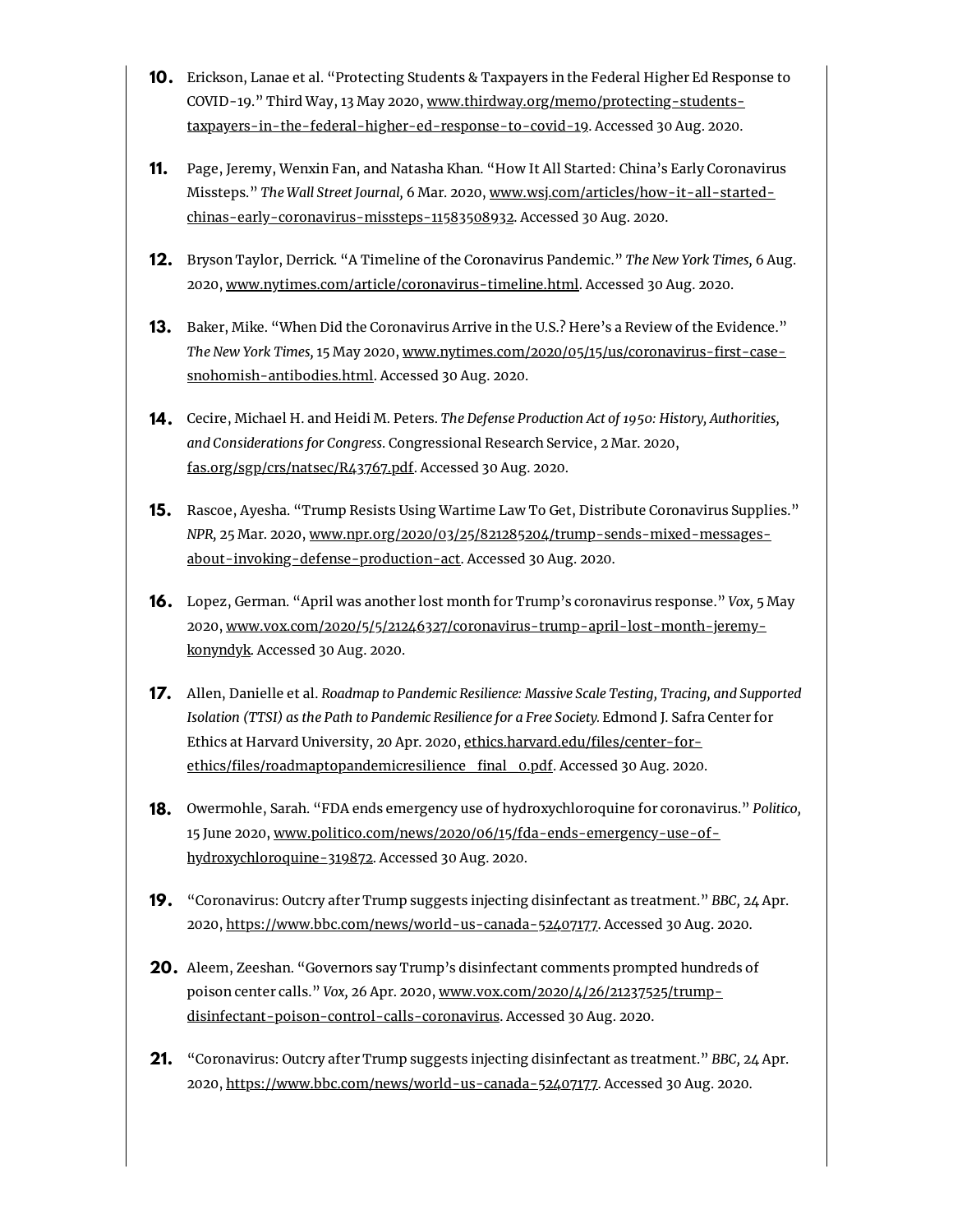10. Erickson, Lanae et al. "Protecting Students & Taxpayers in the Federal Higher Ed Response to COVID-19." Third Way, 13 May 2020, www.thirdway.org/memo/protecting-students-taxpayers-in-the-federal-higher-ed-response-to-covid-19. Accessed 30 Aug. 2020.

11. Page, Jeremy, Wenxin Fan, and Natasha Khan. "How It All Started: China's Early Coronavirus Missteps." *The Wall Street Journal,* 6 Mar. 2020, www.wsj.com/articles/how-it-all-started-chinas-early-coronavirus-missteps-11583508932. Accessed 30 Aug. 2020.

12. Bryson Taylor, Derrick. "A Timeline of the Coronavirus Pandemic." *The New York Times,* 6 Aug. 2020, www.nytimes.com/article/coronavirus-timeline.html. Accessed 30 Aug. 2020.

13. Baker, Mike. "When Did the Coronavirus Arrive in the U.S.? Here's a Review of the Evidence." *The New York Times,* 15 May 2020, www.nytimes.com/2020/05/15/us/coronavirus-first-case-snohomish-antibodies.html. Accessed 30 Aug. 2020.

14. Cecire, Michael H. and Heidi M. Peters. *The Defense Production Act of 1950: History, Authorities, and Considerations for Congress.* Congressional Research Service, 2 Mar. 2020, fas.org/sgp/crs/natsec/R43767.pdf. Accessed 30 Aug. 2020.

15. Rascoe, Ayesha. "Trump Resists Using Wartime Law To Get, Distribute Coronavirus Supplies." *NPR,* 25 Mar. 2020, www.npr.org/2020/03/25/821285204/trump-sends-mixed-messages-about-invoking-defense-production-act. Accessed 30 Aug. 2020.

16. Lopez, German. "April was another lost month for Trump's coronavirus response." *Vox,* 5 May 2020, www.vox.com/2020/5/5/21246327/coronavirus-trump-april-lost-month-jeremy-konyndyk. Accessed 30 Aug. 2020.

17. Allen, Danielle et al. *Roadmap to Pandemic Resilience: Massive Scale Testing, Tracing, and Supported Isolation (TTSI) as the Path to Pandemic Resilience for a Free Society.* Edmond J. Safra Center for Ethics at Harvard University, 20 Apr. 2020, ethics.harvard.edu/files/center-for-ethics/files/roadmaptopandemicresilience_final_0.pdf. Accessed 30 Aug. 2020.

18. Owermohle, Sarah. "FDA ends emergency use of hydroxychloroquine for coronavirus." *Politico,* 15 June 2020, www.politico.com/news/2020/06/15/fda-ends-emergency-use-of-hydroxychloroquine-319872. Accessed 30 Aug. 2020.

19. "Coronavirus: Outcry after Trump suggests injecting disinfectant as treatment." *BBC,* 24 Apr. 2020, https://www.bbc.com/news/world-us-canada-52407177. Accessed 30 Aug. 2020.

20. Aleem, Zeeshan. "Governors say Trump's disinfectant comments prompted hundreds of poison center calls." *Vox,* 26 Apr. 2020, www.vox.com/2020/4/26/21237525/trump-disinfectant-poison-control-calls-coronavirus. Accessed 30 Aug. 2020.

21. "Coronavirus: Outcry after Trump suggests injecting disinfectant as treatment." *BBC,* 24 Apr. 2020, https://www.bbc.com/news/world-us-canada-52407177. Accessed 30 Aug. 2020.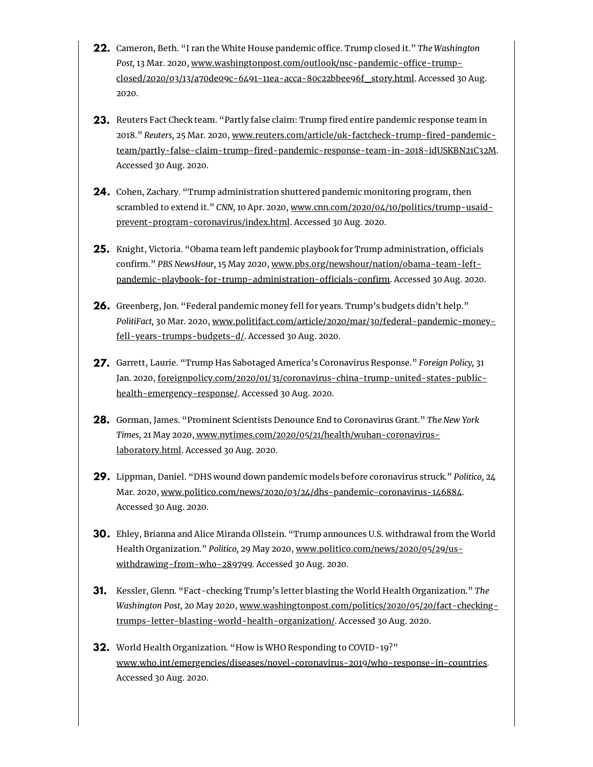22. Cameron, Beth. "I ran the White House pandemic office. Trump closed it." *The Washington Post,* 13 Mar. 2020, www.washingtonpost.com/outlook/nsc-pandemic-office-trump-closed/2020/03/13/a70de09c-6491-11ea-acca-80c22bbee96f_story.html. Accessed 30 Aug. 2020.

23. Reuters Fact Check team. "Partly false claim: Trump fired entire pandemic response team in 2018." *Reuters,* 25 Mar. 2020, www.reuters.com/article/uk-factcheck-trump-fired-pandemic-team/partly-false-claim-trump-fired-pandemic-response-team-in-2018-idUSKBN21C32M. Accessed 30 Aug. 2020.

24. Cohen, Zachary. "Trump administration shuttered pandemic monitoring program, then scrambled to extend it." *CNN,* 10 Apr. 2020, www.cnn.com/2020/04/10/politics/trump-usaid-prevent-program-coronavirus/index.html. Accessed 30 Aug. 2020.

25. Knight, Victoria. "Obama team left pandemic playbook for Trump administration, officials confirm." *PBS NewsHour,* 15 May 2020, www.pbs.org/newshour/nation/obama-team-left-pandemic-playbook-for-trump-administration-officials-confirm. Accessed 30 Aug. 2020.

26. Greenberg, Jon. "Federal pandemic money fell for years. Trump's budgets didn't help." *PolitiFact,* 30 Mar. 2020, www.politifact.com/article/2020/mar/30/federal-pandemic-money-fell-years-trumps-budgets-d/. Accessed 30 Aug. 2020.

27. Garrett, Laurie. "Trump Has Sabotaged America's Coronavirus Response." *Foreign Policy,* 31 Jan. 2020, foreignpolicy.com/2020/01/31/coronavirus-china-trump-united-states-public-health-emergency-response/. Accessed 30 Aug. 2020.

28. Gorman, James. "Prominent Scientists Denounce End to Coronavirus Grant." *The New York Times,* 21 May 2020, www.nytimes.com/2020/05/21/health/wuhan-coronavirus-laboratory.html. Accessed 30 Aug. 2020.

29. Lippman, Daniel. "DHS wound down pandemic models before coronavirus struck." *Politico,* 24 Mar. 2020, www.politico.com/news/2020/03/24/dhs-pandemic-coronavirus-146884. Accessed 30 Aug. 2020.

30. Ehley, Brianna and Alice Miranda Ollstein. "Trump announces U.S. withdrawal from the World Health Organization." *Politico,* 29 May 2020, www.politico.com/news/2020/05/29/us-withdrawing-from-who-289799. Accessed 30 Aug. 2020.

31. Kessler, Glenn. "Fact-checking Trump's letter blasting the World Health Organization." *The Washington Post,* 20 May 2020, www.washingtonpost.com/politics/2020/05/20/fact-checking-trumps-letter-blasting-world-health-organization/. Accessed 30 Aug. 2020.

32. World Health Organization. "How is WHO Responding to COVID-19?" www.who.int/emergencies/diseases/novel-coronavirus-2019/who-response-in-countries. Accessed 30 Aug. 2020.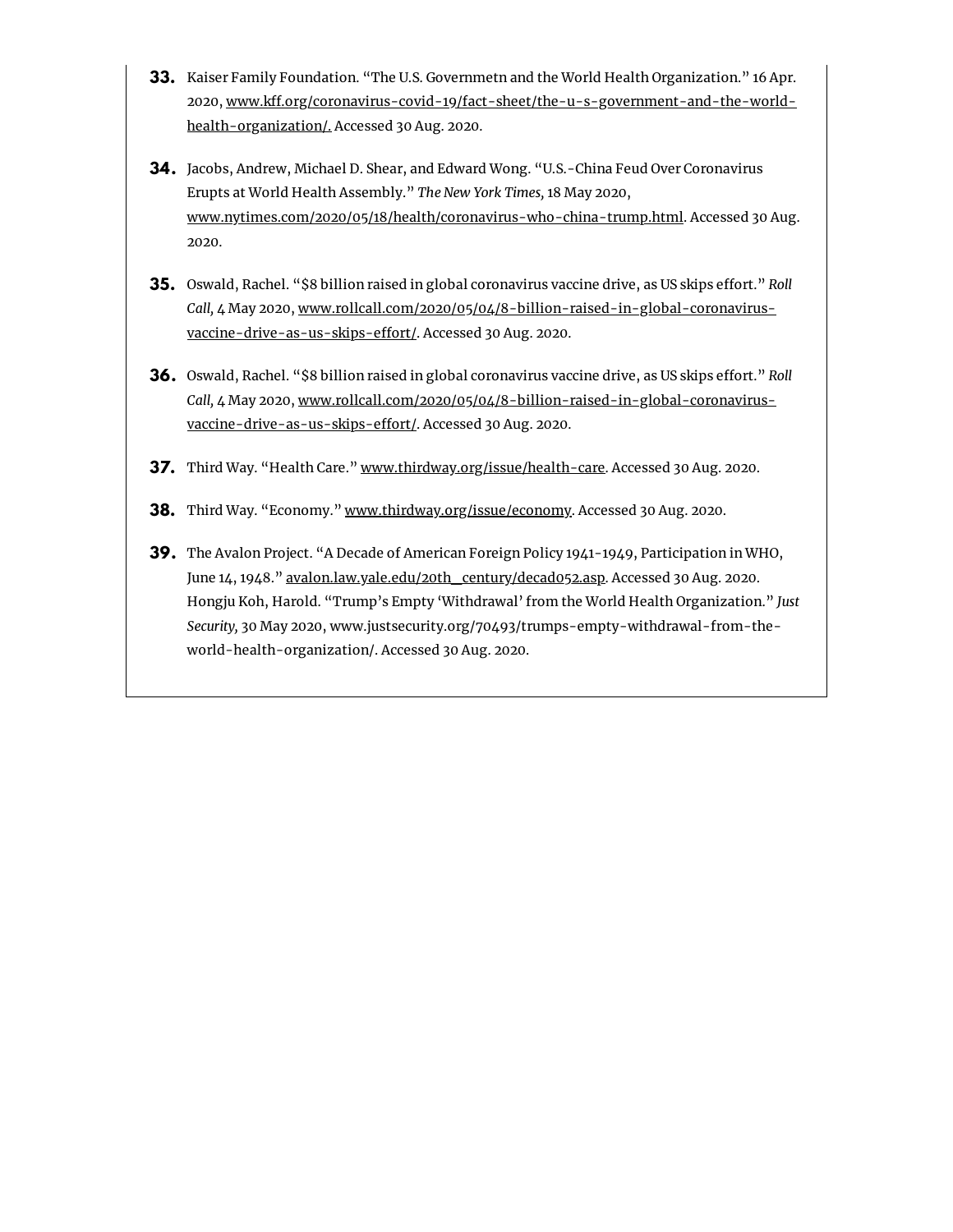33. Kaiser Family Foundation. “The U.S. Governmetn and the World Health Organization.” 16 Apr. 2020, www.kff.org/coronavirus-covid-19/fact-sheet/the-u-s-government-and-the-world-health-organization/. Accessed 30 Aug. 2020.

34. Jacobs, Andrew, Michael D. Shear, and Edward Wong. “U.S.-China Feud Over Coronavirus Erupts at World Health Assembly.” *The New York Times,* 18 May 2020, www.nytimes.com/2020/05/18/health/coronavirus-who-china-trump.html. Accessed 30 Aug. 2020.

35. Oswald, Rachel. “$8 billion raised in global coronavirus vaccine drive, as US skips effort.” *Roll Call,* 4 May 2020, www.rollcall.com/2020/05/04/8-billion-raised-in-global-coronavirus-vaccine-drive-as-us-skips-effort/. Accessed 30 Aug. 2020.

36. Oswald, Rachel. “$8 billion raised in global coronavirus vaccine drive, as US skips effort.” *Roll Call,* 4 May 2020, www.rollcall.com/2020/05/04/8-billion-raised-in-global-coronavirus-vaccine-drive-as-us-skips-effort/. Accessed 30 Aug. 2020.

37. Third Way. “Health Care.” www.thirdway.org/issue/health-care. Accessed 30 Aug. 2020.

38. Third Way. “Economy.” www.thirdway.org/issue/economy. Accessed 30 Aug. 2020.

39. The Avalon Project. “A Decade of American Foreign Policy 1941-1949, Participation in WHO, June 14, 1948.” avalon.law.yale.edu/20th_century/decad052.asp. Accessed 30 Aug. 2020. Hongju Koh, Harold. “Trump’s Empty ‘Withdrawal’ from the World Health Organization.” *Just Security,* 30 May 2020, www.justsecurity.org/70493/trumps-empty-withdrawal-from-the-world-health-organization/. Accessed 30 Aug. 2020.